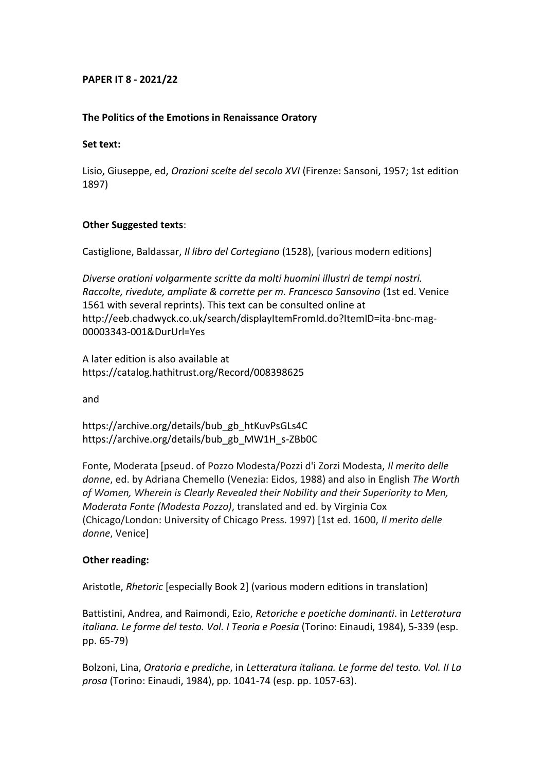**PAPER IT 8 - 2021/22**

**The Politics of the Emotions in Renaissance Oratory**

**Set text:**

Lisio, Giuseppe, ed, *Orazioni scelte del secolo XVI* (Firenze: Sansoni, 1957; 1st edition 1897)

**Other Suggested texts**:

Castiglione, Baldassar, *Il libro del Cortegiano* (1528), [various modern editions]

*Diverse orationi volgarmente scritte da molti huomini illustri de tempi nostri. Raccolte, rivedute, ampliate & corrette per m. Francesco Sansovino* (1st ed. Venice 1561 with several reprints). This text can be consulted online at http://eeb.chadwyck.co.uk/search/displayItemFromId.do?ItemID=ita-bnc-mag-00003343-001&DurUrl=Yes

A later edition is also available at https://catalog.hathitrust.org/Record/008398625

and

https://archive.org/details/bub_gb_htKuvPsGLs4C
https://archive.org/details/bub_gb_MW1H_s-ZBb0C

Fonte, Moderata [pseud. of Pozzo Modesta/Pozzi d'i Zorzi Modesta, *Il merito delle donne*, ed. by Adriana Chemello (Venezia: Eidos, 1988) and also in English *The Worth of Women, Wherein is Clearly Revealed their Nobility and their Superiority to Men, Moderata Fonte (Modesta Pozzo)*, translated and ed. by Virginia Cox (Chicago/London: University of Chicago Press. 1997) [1st ed. 1600, *Il merito delle donne*, Venice]

**Other reading:**

Aristotle, *Rhetoric* [especially Book 2] (various modern editions in translation)

Battistini, Andrea, and Raimondi, Ezio, *Retoriche e poetiche dominanti*. in *Letteratura italiana. Le forme del testo. Vol. I Teoria e Poesia* (Torino: Einaudi, 1984), 5-339 (esp. pp. 65-79)

Bolzoni, Lina, *Oratoria e prediche*, in *Letteratura italiana. Le forme del testo. Vol. II La prosa* (Torino: Einaudi, 1984), pp. 1041-74 (esp. pp. 1057-63).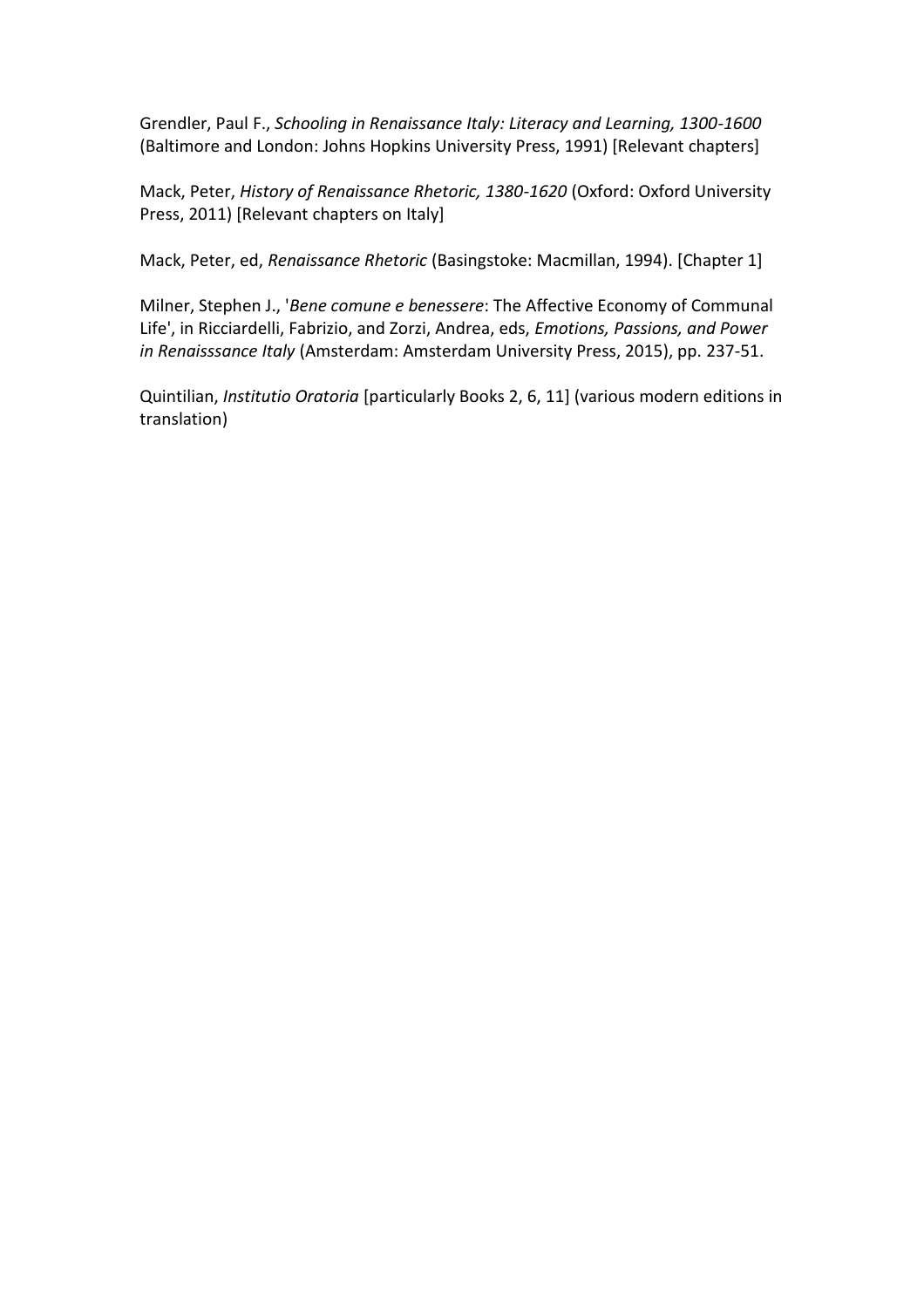Grendler, Paul F., *Schooling in Renaissance Italy: Literacy and Learning, 1300-1600* (Baltimore and London: Johns Hopkins University Press, 1991) [Relevant chapters]

Mack, Peter, *History of Renaissance Rhetoric, 1380-1620* (Oxford: Oxford University Press, 2011) [Relevant chapters on Italy]

Mack, Peter, ed, *Renaissance Rhetoric* (Basingstoke: Macmillan, 1994). [Chapter 1]

Milner, Stephen J., '*Bene comune e benessere*: The Affective Economy of Communal Life', in Ricciardelli, Fabrizio, and Zorzi, Andrea, eds, *Emotions, Passions, and Power in Renaisssance Italy* (Amsterdam: Amsterdam University Press, 2015), pp. 237-51.

Quintilian, *Institutio Oratoria* [particularly Books 2, 6, 11] (various modern editions in translation)